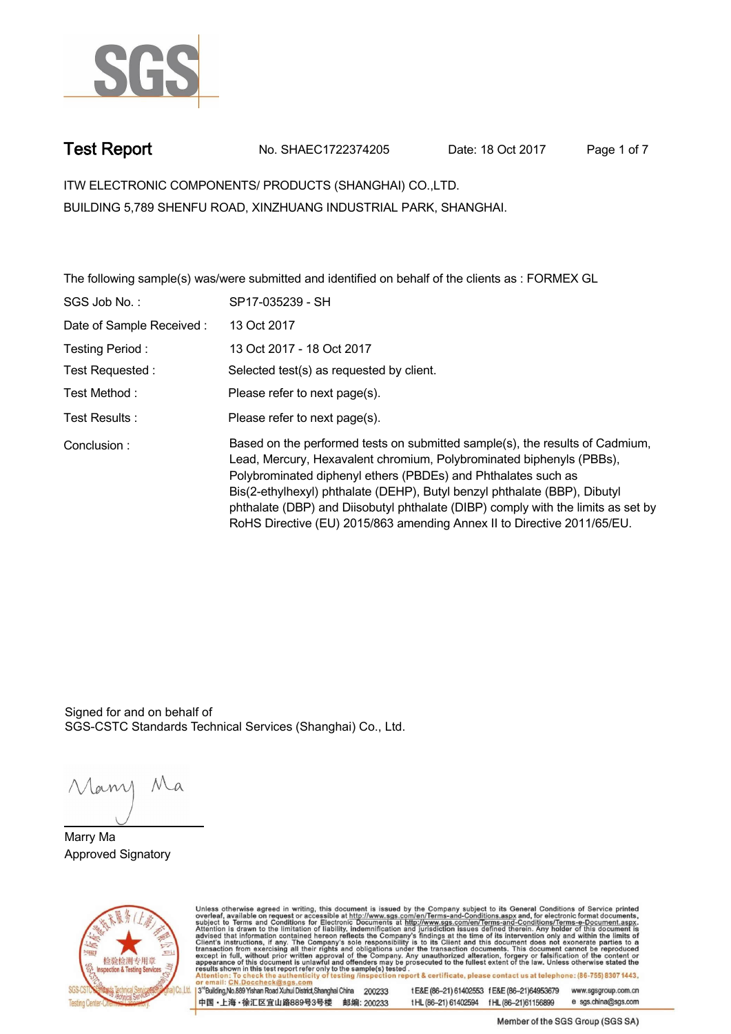# Test Report

No. SHAEC1722374205 Date: 18 Oct 2017

ITW ELECTRONIC COMPONENTS/ PRODUCTS (SHANGHAI) CO.,LTD.
BUILDING 5,789 SHENFU ROAD, XINZHUANG INDUSTRIAL PARK, SHANGHAI.

The following sample(s) was/were submitted and identified on behalf of the clients as : FORMEX GL

| | |
|---|---|
| SGS Job No. : | SP17-035239 - SH |
| Date of Sample Received : | 13 Oct 2017 |
| Testing Period : | 13 Oct 2017 - 18 Oct 2017 |
| Test Requested : | Selected test(s) as requested by client. |
| Test Method : | Please refer to next page(s). |
| Test Results : | Please refer to next page(s). |
| Conclusion : | Based on the performed tests on submitted sample(s), the results of Cadmium, Lead, Mercury, Hexavalent chromium, Polybrominated biphenyls (PBBs), Polybrominated diphenyl ethers (PBDEs) and Phthalates such as Bis(2-ethylhexyl) phthalate (DEHP), Butyl benzyl phthalate (BBP), Dibutyl phthalate (DBP) and Diisobutyl phthalate (DIBP) comply with the limits as set by RoHS Directive (EU) 2015/863 amending Annex II to Directive 2011/65/EU. |

Signed for and on behalf of
SGS-CSTC Standards Technical Services (Shanghai) Co., Ltd.

Marry Ma
Approved Signatory

Unless otherwise agreed in writing, this document is issued by the Company subject to its General Conditions of Service printed overleaf, available on request or accessible at http://www.sgs.com/en/Terms-and-Conditions.aspx and, for electronic format documents, subject to Terms and Conditions for Electronic Documents at http://www.sgs.com/en/Terms-and-Conditions/Terms-e-Document.aspx. Attention is drawn to the limitation of liability, indemnification and jurisdiction issues defined therein. Any holder of this document is advised that information contained hereon reflects the Company's findings at the time of its intervention only and within the limits of Client's instructions, if any. The Company's sole responsibility is to its Client and this document does not exonerate parties to a transaction from exercising all their rights and obligations under the transaction documents. This document cannot be reproduced except in full, without prior written approval of the Company. Any unauthorized alteration, forgery or falsification of the content or appearance of this document is unlawful and offenders may be prosecuted to the fullest extent of the law. Unless otherwise stated the results shown in this test report refer only to the sample(s) tested.
Attention: To check the authenticity of testing /inspection report & certificate, please contact us at telephone: (86-755) 8307 1443, or email: CN.Doccheck@sgs.com

3rd Building,No.889 Yishan Road Xuhui District,Shanghai China 200233 t E&E (86-21) 61402553 f E&E (86-21)64953679 www.sgsgroup.com.cn
中国・上海・徐汇区宜山路889号3号楼 邮编: 200233 t HL (86-21) 61402594 f HL (86-21)61156899 e sgs.china@sgs.com

Member of the SGS Group (SGS SA)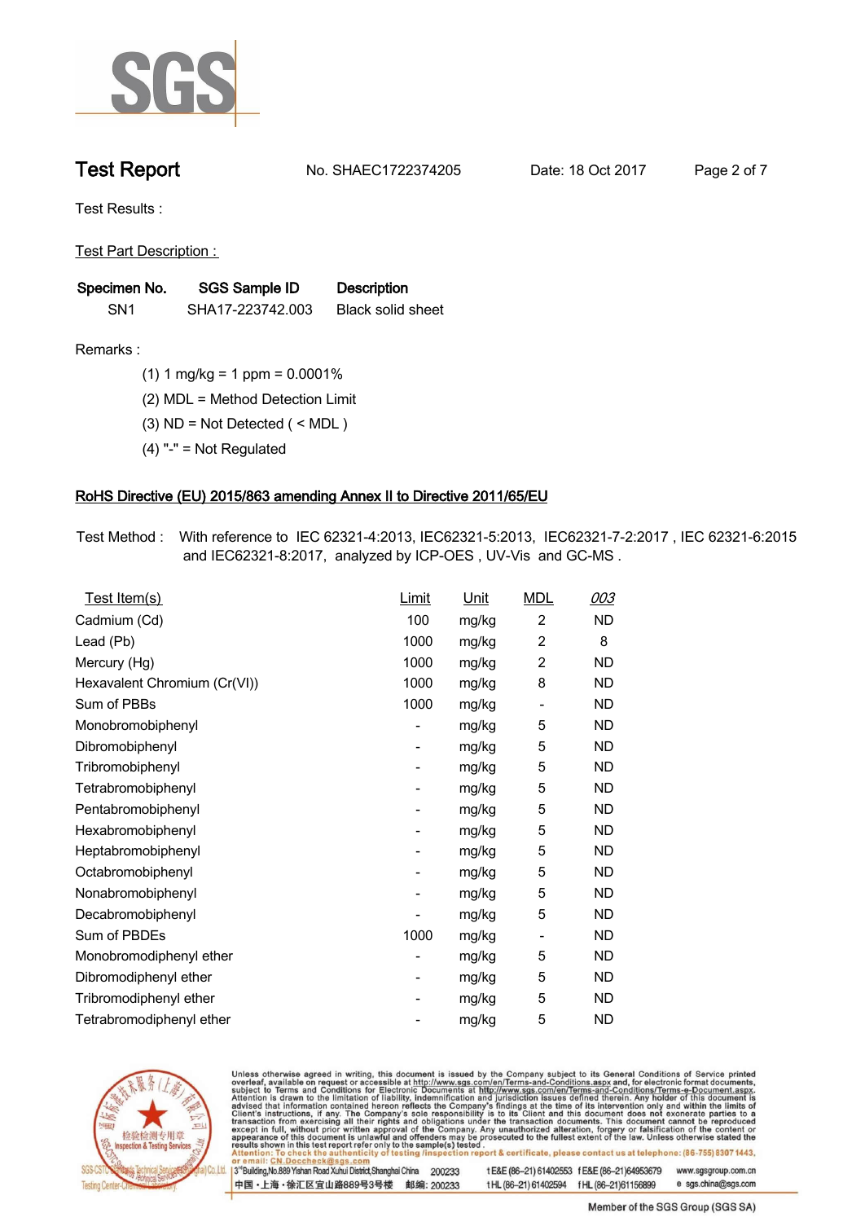Test Results :

Test Part Description :

| Specimen No. | SGS Sample ID | Description |
|---|---|---|
| SN1 | SHA17-223742.003 | Black solid sheet |

Remarks :

(1) 1 mg/kg = 1 ppm = 0.0001%

(2) MDL = Method Detection Limit

(3) ND = Not Detected ( < MDL )

(4) "-" = Not Regulated

## RoHS Directive (EU) 2015/863 amending Annex II to Directive 2011/65/EU

Test Method : With reference to IEC 62321-4:2013, IEC62321-5:2013, IEC62321-7-2:2017 , IEC 62321-6:2015 and IEC62321-8:2017, analyzed by ICP-OES , UV-Vis and GC-MS .

| Test Item(s) | Limit | Unit | MDL | 003 |
|---|---|---|---|---|
| Cadmium (Cd) | 100 | mg/kg | 2 | ND |
| Lead (Pb) | 1000 | mg/kg | 2 | 8 |
| Mercury (Hg) | 1000 | mg/kg | 2 | ND |
| Hexavalent Chromium (Cr(VI)) | 1000 | mg/kg | 8 | ND |
| Sum of PBBs | 1000 | mg/kg | - | ND |
| Monobromobiphenyl | - | mg/kg | 5 | ND |
| Dibromobiphenyl | - | mg/kg | 5 | ND |
| Tribromobiphenyl | - | mg/kg | 5 | ND |
| Tetrabromobiphenyl | - | mg/kg | 5 | ND |
| Pentabromobiphenyl | - | mg/kg | 5 | ND |
| Hexabromobiphenyl | - | mg/kg | 5 | ND |
| Heptabromobiphenyl | - | mg/kg | 5 | ND |
| Octabromobiphenyl | - | mg/kg | 5 | ND |
| Nonabromobiphenyl | - | mg/kg | 5 | ND |
| Decabromobiphenyl | - | mg/kg | 5 | ND |
| Sum of PBDEs | 1000 | mg/kg | - | ND |
| Monobromodiphenyl ether | - | mg/kg | 5 | ND |
| Dibromodiphenyl ether | - | mg/kg | 5 | ND |
| Tribromodiphenyl ether | - | mg/kg | 5 | ND |
| Tetrabromodiphenyl ether | - | mg/kg | 5 | ND |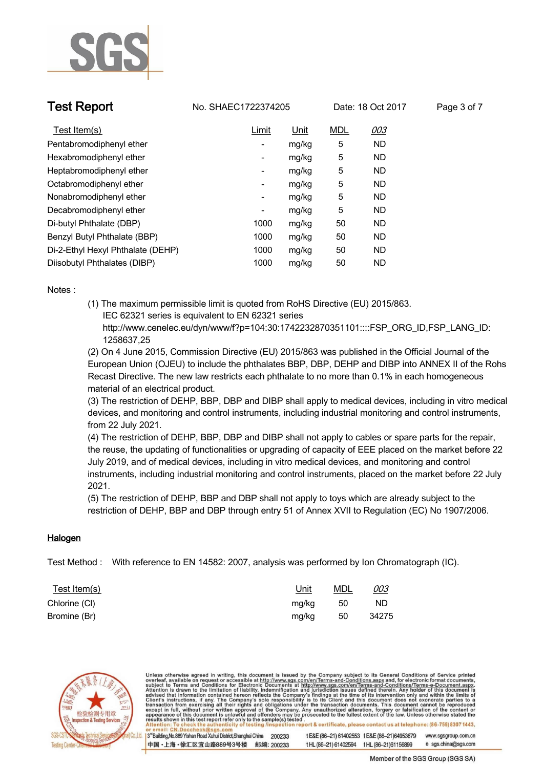# Test Report

No. SHAEC1722374205 Date: 18 Oct 2017

| Test Item(s) | Limit | Unit | MDL | 003 |
|---|---|---|---|---|
| Pentabromodiphenyl ether | - | mg/kg | 5 | ND |
| Hexabromodiphenyl ether | - | mg/kg | 5 | ND |
| Heptabromodiphenyl ether | - | mg/kg | 5 | ND |
| Octabromodiphenyl ether | - | mg/kg | 5 | ND |
| Nonabromodiphenyl ether | - | mg/kg | 5 | ND |
| Decabromodiphenyl ether | - | mg/kg | 5 | ND |
| Di-butyl Phthalate (DBP) | 1000 | mg/kg | 50 | ND |
| Benzyl Butyl Phthalate (BBP) | 1000 | mg/kg | 50 | ND |
| Di-2-Ethyl Hexyl Phthalate (DEHP) | 1000 | mg/kg | 50 | ND |
| Diisobutyl Phthalates (DIBP) | 1000 | mg/kg | 50 | ND |

Notes :

(1) The maximum permissible limit is quoted from RoHS Directive (EU) 2015/863.
IEC 62321 series is equivalent to EN 62321 series
http://www.cenelec.eu/dyn/www/f?p=104:30:1742232870351101::::FSP_ORG_ID,FSP_LANG_ID:1258637,25

(2) On 4 June 2015, Commission Directive (EU) 2015/863 was published in the Official Journal of the European Union (OJEU) to include the phthalates BBP, DBP, DEHP and DIBP into ANNEX II of the Rohs Recast Directive. The new law restricts each phthalate to no more than 0.1% in each homogeneous material of an electrical product.

(3) The restriction of DEHP, BBP, DBP and DIBP shall apply to medical devices, including in vitro medical devices, and monitoring and control instruments, including industrial monitoring and control instruments, from 22 July 2021.

(4) The restriction of DEHP, BBP, DBP and DIBP shall not apply to cables or spare parts for the repair, the reuse, the updating of functionalities or upgrading of capacity of EEE placed on the market before 22 July 2019, and of medical devices, including in vitro medical devices, and monitoring and control instruments, including industrial monitoring and control instruments, placed on the market before 22 July 2021.

(5) The restriction of DEHP, BBP and DBP shall not apply to toys which are already subject to the restriction of DEHP, BBP and DBP through entry 51 of Annex XVII to Regulation (EC) No 1907/2006.

## Halogen

Test Method : With reference to EN 14582: 2007, analysis was performed by Ion Chromatograph (IC).

| Test Item(s) | Unit | MDL | 003 |
|---|---|---|---|
| Chlorine (Cl) | mg/kg | 50 | ND |
| Bromine (Br) | mg/kg | 50 | 34275 |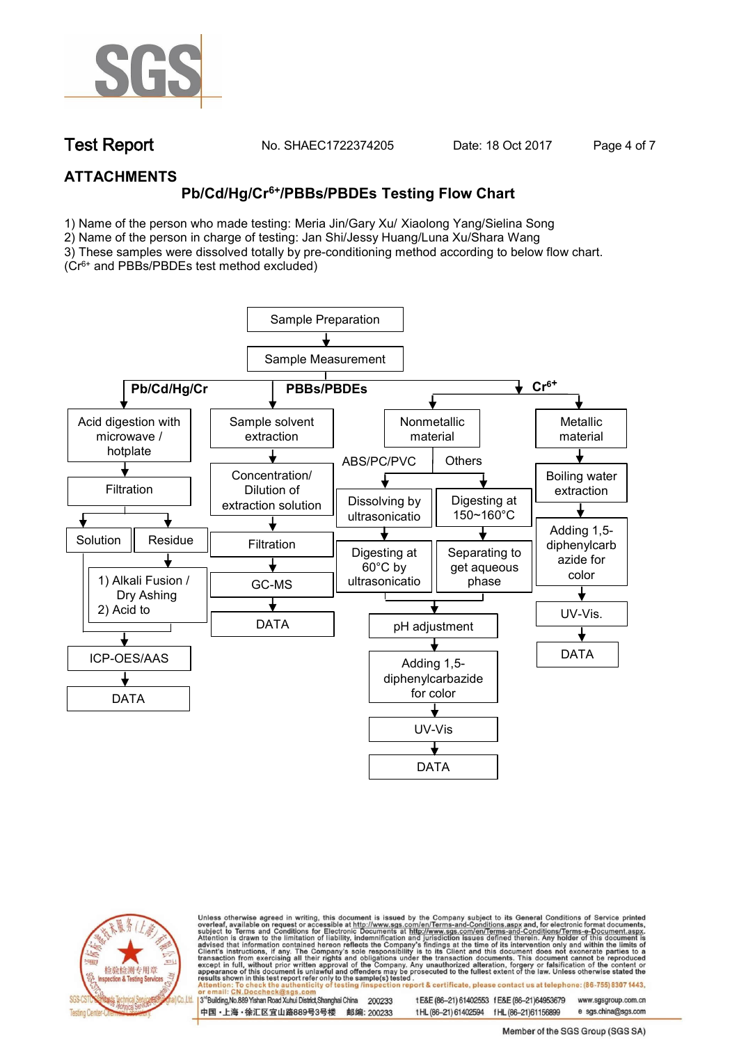## ATTACHMENTS

### Pb/Cd/Hg/$Cr^{6+}$/PBBs/PBDEs Testing Flow Chart

1) Name of the person who made testing: Meria Jin/Gary Xu/ Xiaolong Yang/Sielina Song
2) Name of the person in charge of testing: Jan Shi/Jessy Huang/Luna Xu/Shara Wang
3) These samples were dissolved totally by pre-conditioning method according to below flow chart.
($Cr^{6+}$ and PBBs/PBDEs test method excluded)

Sample Preparation → Sample Measurement

**Pb/Cd/Hg/Cr**

- Acid digestion with microwave / hotplate
- Filtration
- Solution / Residue
  - Residue → 1) Alkali Fusion / Dry Ashing 2) Acid to
- ICP-OES/AAS
- DATA

**PBBs/PBDEs**

- Sample solvent extraction
- Concentration/ Dilution of extraction solution
- Filtration
- GC-MS
- DATA

**$Cr^{6+}$**

- Nonmetallic material
  - ABS/PC/PVC: Dissolving by ultrasonicatio → Digesting at 60°C by ultrasonicatio
  - Others: Digesting at 150~160°C → Separating to get aqueous phase
  - pH adjustment
  - Adding 1,5-diphenylcarbazide for color
  - UV-Vis
  - DATA
- Metallic material
  - Boiling water extraction
  - Adding 1,5-diphenylcarbazide for color
  - UV-Vis.
  - DATA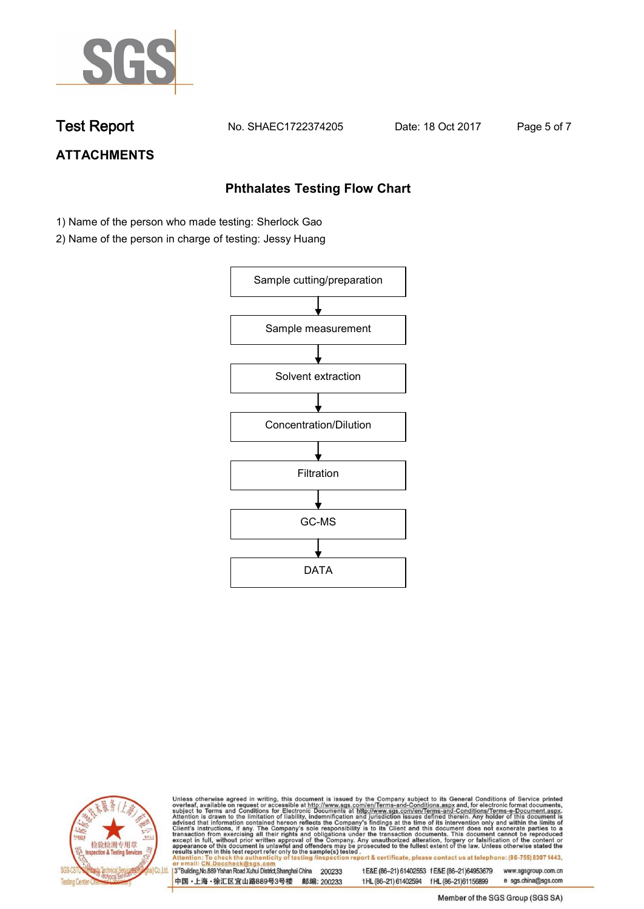# Test Report

No. SHAEC1722374205 Date: 18 Oct 2017

## ATTACHMENTS

### Phthalates Testing Flow Chart

1) Name of the person who made testing: Sherlock Gao
2) Name of the person in charge of testing: Jessy Huang

Sample cutting/preparation

↓

Sample measurement

↓

Solvent extraction

↓

Concentration/Dilution

↓

Filtration

↓

GC-MS

↓

DATA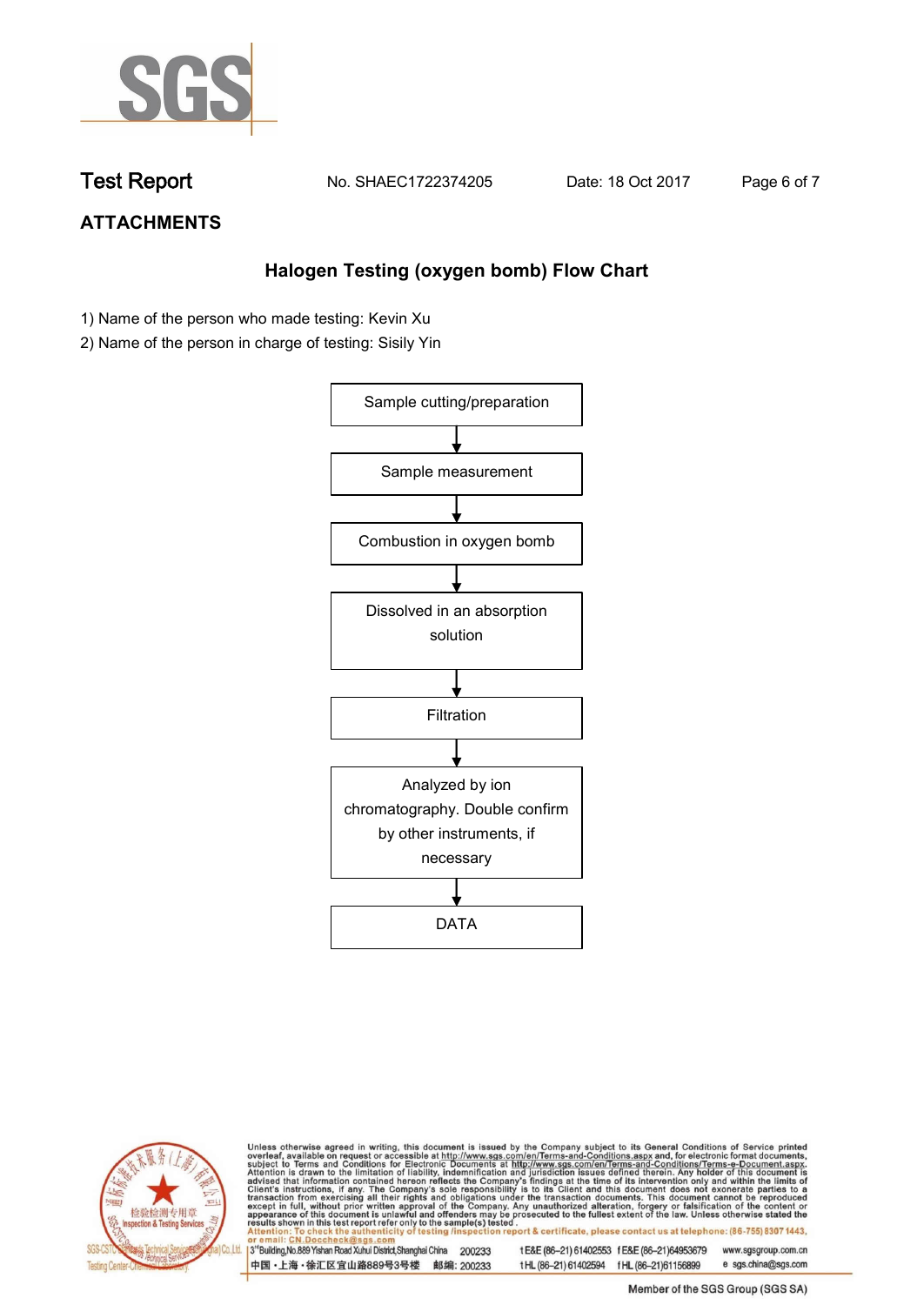## ATTACHMENTS

### Halogen Testing (oxygen bomb) Flow Chart

1) Name of the person who made testing: Kevin Xu
2) Name of the person in charge of testing: Sisily Yin

Sample cutting/preparation

↓

Sample measurement

↓

Combustion in oxygen bomb

↓

Dissolved in an absorption solution

↓

Filtration

↓

Analyzed by ion chromatography. Double confirm by other instruments, if necessary

↓

DATA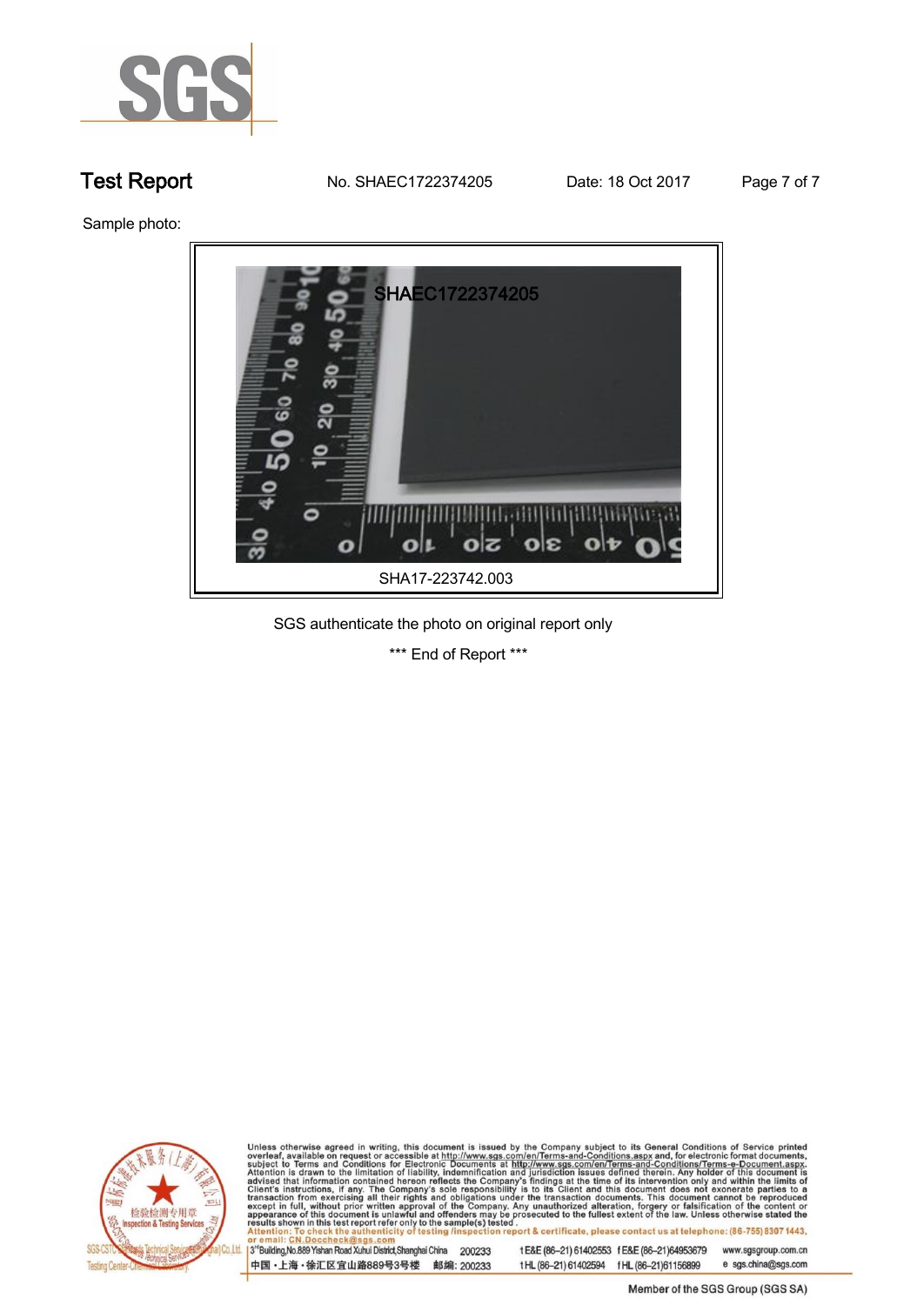# Test Report

No. SHAEC1722374205 Date: 18 Oct 2017

Sample photo:

SHAEC1722374205

SHA17-223742.003

SGS authenticate the photo on original report only

*** End of Report ***

Unless otherwise agreed in writing, this document is issued by the Company subject to its General Conditions of Service printed overleaf, available on request or accessible at http://www.sgs.com/en/Terms-and-Conditions.aspx and, for electronic format documents, subject to Terms and Conditions for Electronic Documents at http://www.sgs.com/en/Terms-and-Conditions/Terms-e-Document.aspx. Attention is drawn to the limitation of liability, indemnification and jurisdiction issues defined therein. Any holder of this document is advised that information contained hereon reflects the Company's findings at the time of its intervention only and within the limits of Client's instructions, if any. The Company's sole responsibility is to its Client and this document does not exonerate parties to a transaction from exercising all their rights and obligations under the transaction documents. This document cannot be reproduced except in full, without prior written approval of the Company. Any unauthorized alteration, forgery or falsification of the content or appearance of this document is unlawful and offenders may be prosecuted to the fullest extent of the law. Unless otherwise stated the results shown in this test report refer only to the sample(s) tested.

Attention: To check the authenticity of testing /inspection report & certificate, please contact us at telephone: (86-755) 8307 1443, or email: CN.Doccheck@sgs.com

3rd Building,No.889 Yishan Road Xuhui District,Shanghai China 200233 t E&E (86–21) 61402553 f E&E (86–21)64953679 www.sgsgroup.com.cn

中国・上海・徐汇区宜山路889号3号楼 邮编: 200233 t HL (86–21) 61402594 f HL (86–21)61156899 e sgs.china@sgs.com

Member of the SGS Group (SGS SA)